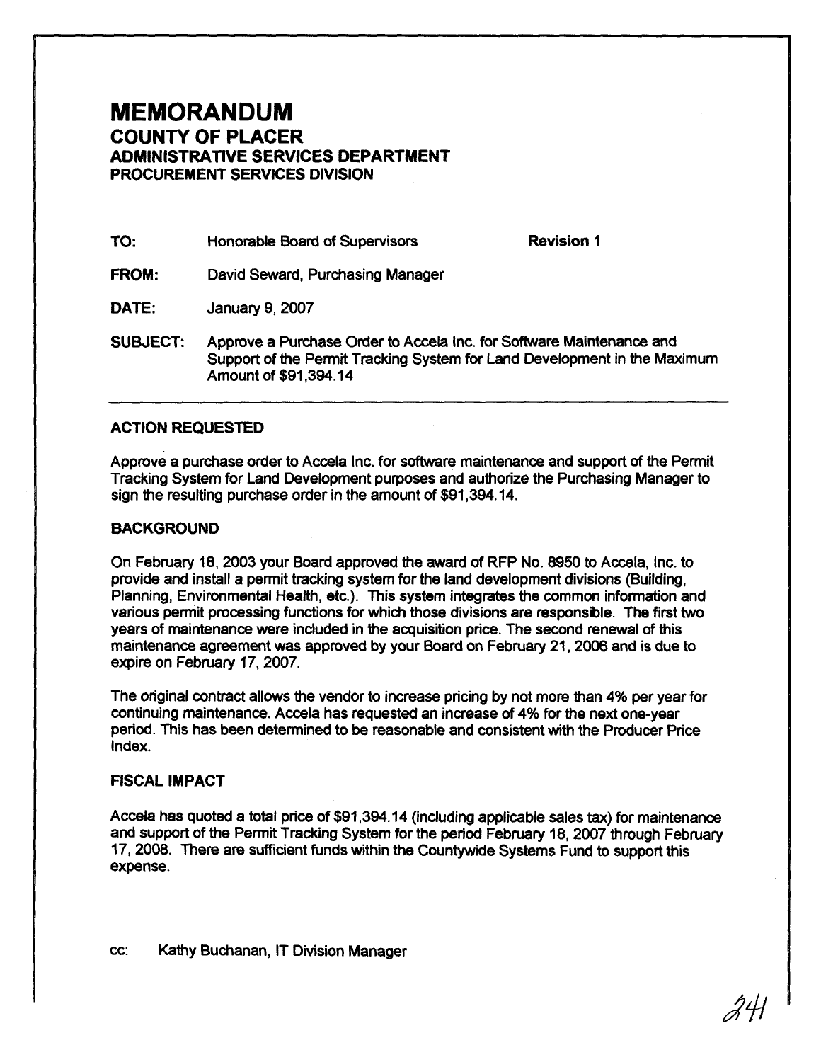# MEMORANDUM

## COUNTY OF PLACER

## ADMINISTRATIVE SERVICES DEPARTMENT

### PROCUREMENT SERVICES DIVISION

**TO:** Honorable Board of Supervisors **Revision 1**

**FROM:** David Seward, Purchasing Manager

**DATE:** January 9, 2007

**SUBJECT:** Approve a Purchase Order to Accela Inc. for Software Maintenance and Support of the Permit Tracking System for Land Development in the Maximum Amount of $91,394.14

---

### ACTION REQUESTED

Approve a purchase order to Accela Inc. for software maintenance and support of the Permit Tracking System for Land Development purposes and authorize the Purchasing Manager to sign the resulting purchase order in the amount of $91,394.14.

### BACKGROUND

On February 18, 2003 your Board approved the award of RFP No. 8950 to Accela, Inc. to provide and install a permit tracking system for the land development divisions (Building, Planning, Environmental Health, etc.). This system integrates the common information and various permit processing functions for which those divisions are responsible. The first two years of maintenance were included in the acquisition price. The second renewal of this maintenance agreement was approved by your Board on February 21, 2006 and is due to expire on February 17, 2007.

The original contract allows the vendor to increase pricing by not more than 4% per year for continuing maintenance. Accela has requested an increase of 4% for the next one-year period. This has been determined to be reasonable and consistent with the Producer Price Index.

### FISCAL IMPACT

Accela has quoted a total price of $91,394.14 (including applicable sales tax) for maintenance and support of the Permit Tracking System for the period February 18, 2007 through February 17, 2008. There are sufficient funds within the Countywide Systems Fund to support this expense.

cc: Kathy Buchanan, IT Division Manager